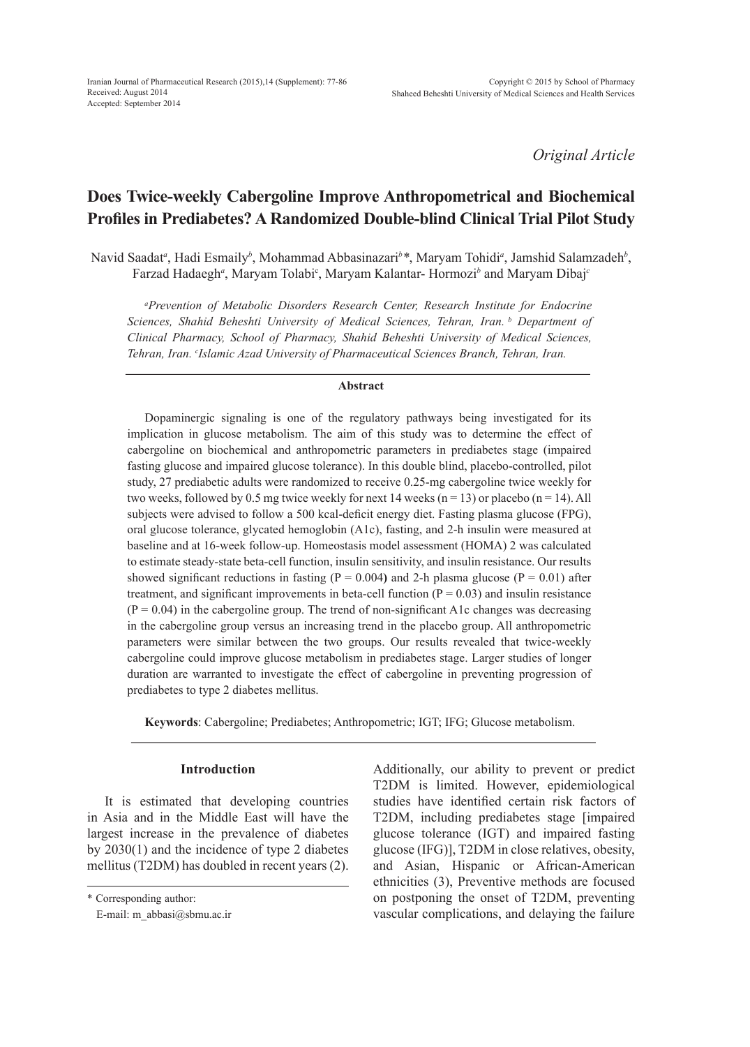*Original Article*

# Does Twice-weekly Cabergoline Improve Anthropometrical and Biochemical Profiles in Prediabetes? A Randomized Double-blind Clinical Trial Pilot Study

Navid Saadat[a], Hadi Esmaily[b], Mohammad Abbasinazari[b]*, Maryam Tohidi[a], Jamshid Salamzadeh[b], Farzad Hadaegh[a], Maryam Tolabi[c], Maryam Kalantar- Hormozi[b] and Maryam Dibaj[c]

*[a]Prevention of Metabolic Disorders Research Center, Research Institute for Endocrine Sciences, Shahid Beheshti University of Medical Sciences, Tehran, Iran. [b] Department of Clinical Pharmacy, School of Pharmacy, Shahid Beheshti University of Medical Sciences, Tehran, Iran. [c]Islamic Azad University of Pharmaceutical Sciences Branch, Tehran, Iran.*

## Abstract

Dopaminergic signaling is one of the regulatory pathways being investigated for its implication in glucose metabolism. The aim of this study was to determine the effect of cabergoline on biochemical and anthropometric parameters in prediabetes stage (impaired fasting glucose and impaired glucose tolerance). In this double blind, placebo-controlled, pilot study, 27 prediabetic adults were randomized to receive 0.25-mg cabergoline twice weekly for two weeks, followed by 0.5 mg twice weekly for next 14 weeks (n = 13) or placebo (n = 14). All subjects were advised to follow a 500 kcal-deficit energy diet. Fasting plasma glucose (FPG), oral glucose tolerance, glycated hemoglobin (A1c), fasting, and 2-h insulin were measured at baseline and at 16-week follow-up. Homeostasis model assessment (HOMA) 2 was calculated to estimate steady-state beta-cell function, insulin sensitivity, and insulin resistance. Our results showed significant reductions in fasting ($P = 0.004$) and 2-h plasma glucose ($P = 0.01$) after treatment, and significant improvements in beta-cell function ($P = 0.03$) and insulin resistance ($P = 0.04$) in the cabergoline group. The trend of non-significant A1c changes was decreasing in the cabergoline group versus an increasing trend in the placebo group. All anthropometric parameters were similar between the two groups. Our results revealed that twice-weekly cabergoline could improve glucose metabolism in prediabetes stage. Larger studies of longer duration are warranted to investigate the effect of cabergoline in preventing progression of prediabetes to type 2 diabetes mellitus.

**Keywords**: Cabergoline; Prediabetes; Anthropometric; IGT; IFG; Glucose metabolism.

## Introduction

It is estimated that developing countries in Asia and in the Middle East will have the largest increase in the prevalence of diabetes by 2030(1) and the incidence of type 2 diabetes mellitus (T2DM) has doubled in recent years (2). Additionally, our ability to prevent or predict T2DM is limited. However, epidemiological studies have identified certain risk factors of T2DM, including prediabetes stage [impaired glucose tolerance (IGT) and impaired fasting glucose (IFG)], T2DM in close relatives, obesity, and Asian, Hispanic or African-American ethnicities (3), Preventive methods are focused on postponing the onset of T2DM, preventing vascular complications, and delaying the failure

\* Corresponding author:
E-mail: m_abbasi@sbmu.ac.ir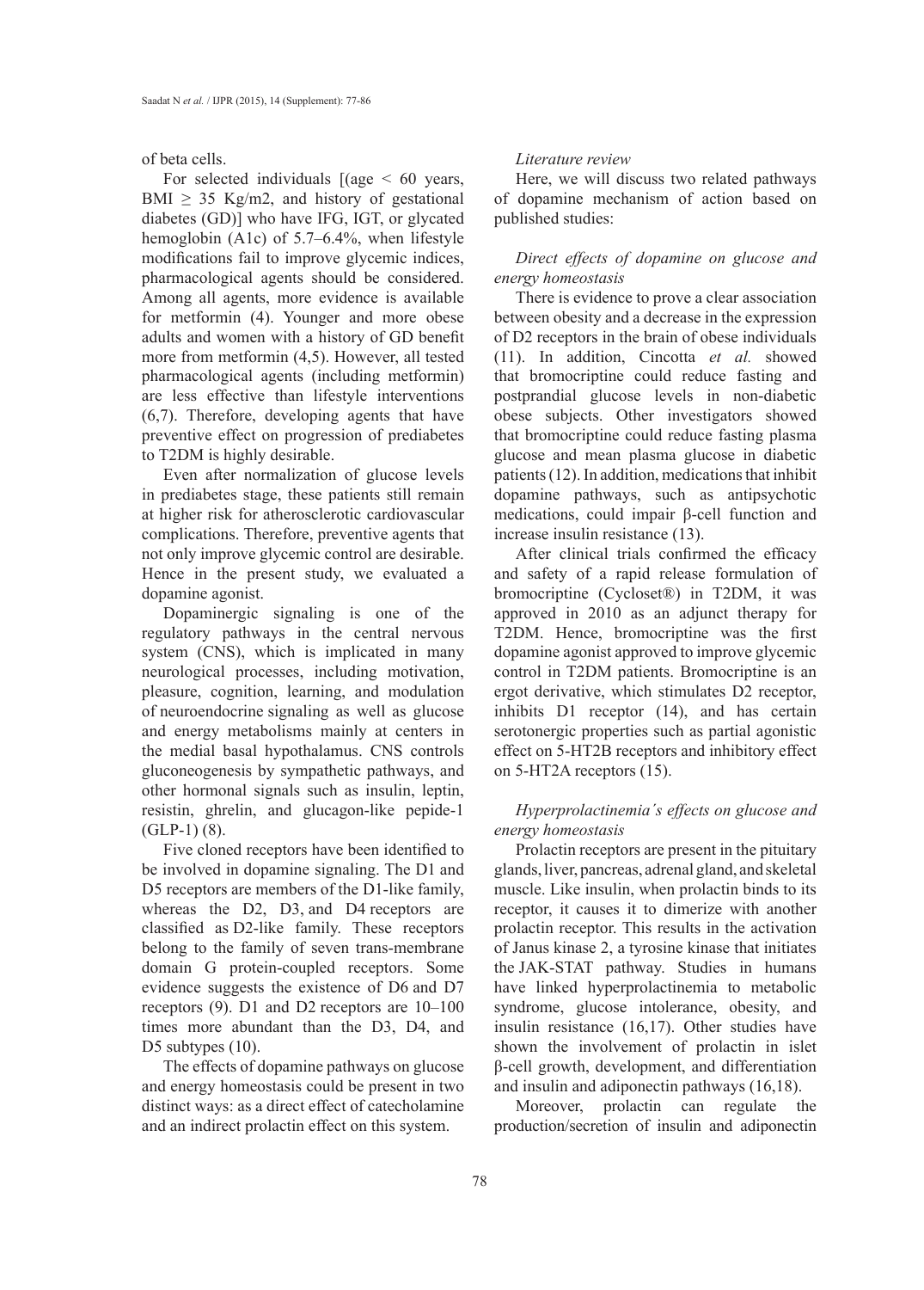of beta cells.

For selected individuals [(age < 60 years, BMI ≥ 35 Kg/m2, and history of gestational diabetes (GD)] who have IFG, IGT, or glycated hemoglobin (A1c) of 5.7–6.4%, when lifestyle modifications fail to improve glycemic indices, pharmacological agents should be considered. Among all agents, more evidence is available for metformin (4). Younger and more obese adults and women with a history of GD benefit more from metformin (4,5). However, all tested pharmacological agents (including metformin) are less effective than lifestyle interventions (6,7). Therefore, developing agents that have preventive effect on progression of prediabetes to T2DM is highly desirable.

Even after normalization of glucose levels in prediabetes stage, these patients still remain at higher risk for atherosclerotic cardiovascular complications. Therefore, preventive agents that not only improve glycemic control are desirable. Hence in the present study, we evaluated a dopamine agonist.

Dopaminergic signaling is one of the regulatory pathways in the central nervous system (CNS), which is implicated in many neurological processes, including motivation, pleasure, cognition, learning, and modulation of neuroendocrine signaling as well as glucose and energy metabolisms mainly at centers in the medial basal hypothalamus. CNS controls gluconeogenesis by sympathetic pathways, and other hormonal signals such as insulin, leptin, resistin, ghrelin, and glucagon-like pepide-1 (GLP-1) (8).

Five cloned receptors have been identified to be involved in dopamine signaling. The D1 and D5 receptors are members of the D1-like family, whereas the D2, D3, and D4 receptors are classified as D2-like family. These receptors belong to the family of seven trans-membrane domain G protein-coupled receptors. Some evidence suggests the existence of D6 and D7 receptors (9). D1 and D2 receptors are 10–100 times more abundant than the D3, D4, and D5 subtypes (10).

The effects of dopamine pathways on glucose and energy homeostasis could be present in two distinct ways: as a direct effect of catecholamine and an indirect prolactin effect on this system.

*Literature review*

Here, we will discuss two related pathways of dopamine mechanism of action based on published studies:

*Direct effects of dopamine on glucose and energy homeostasis*

There is evidence to prove a clear association between obesity and a decrease in the expression of D2 receptors in the brain of obese individuals (11). In addition, Cincotta *et al.* showed that bromocriptine could reduce fasting and postprandial glucose levels in non-diabetic obese subjects. Other investigators showed that bromocriptine could reduce fasting plasma glucose and mean plasma glucose in diabetic patients (12). In addition, medications that inhibit dopamine pathways, such as antipsychotic medications, could impair β-cell function and increase insulin resistance (13).

After clinical trials confirmed the efficacy and safety of a rapid release formulation of bromocriptine (Cycloset®) in T2DM, it was approved in 2010 as an adjunct therapy for T2DM. Hence, bromocriptine was the first dopamine agonist approved to improve glycemic control in T2DM patients. Bromocriptine is an ergot derivative, which stimulates D2 receptor, inhibits D1 receptor (14), and has certain serotonergic properties such as partial agonistic effect on 5-HT2B receptors and inhibitory effect on 5-HT2A receptors (15).

*Hyperprolactinemia´s effects on glucose and energy homeostasis*

Prolactin receptors are present in the pituitary glands, liver, pancreas, adrenal gland, and skeletal muscle. Like insulin, when prolactin binds to its receptor, it causes it to dimerize with another prolactin receptor. This results in the activation of Janus kinase 2, a tyrosine kinase that initiates the JAK-STAT pathway. Studies in humans have linked hyperprolactinemia to metabolic syndrome, glucose intolerance, obesity, and insulin resistance (16,17). Other studies have shown the involvement of prolactin in islet β-cell growth, development, and differentiation and insulin and adiponectin pathways (16,18).

Moreover, prolactin can regulate the production/secretion of insulin and adiponectin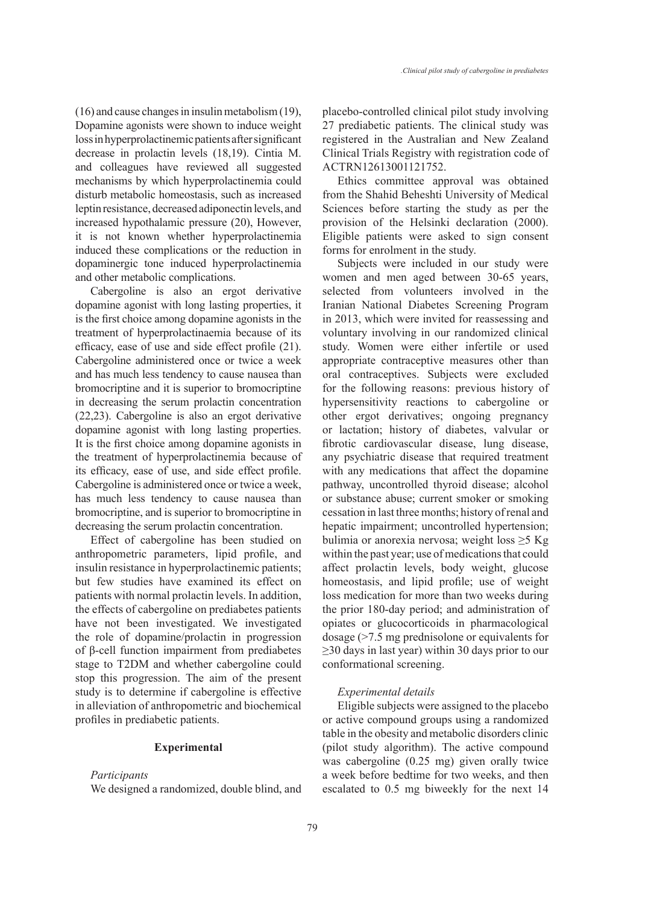(16) and cause changes in insulin metabolism (19), Dopamine agonists were shown to induce weight loss in hyperprolactinemic patients after significant decrease in prolactin levels (18,19). Cintia M. and colleagues have reviewed all suggested mechanisms by which hyperprolactinemia could disturb metabolic homeostasis, such as increased leptin resistance, decreased adiponectin levels, and increased hypothalamic pressure (20), However, it is not known whether hyperprolactinemia induced these complications or the reduction in dopaminergic tone induced hyperprolactinemia and other metabolic complications.

Cabergoline is also an ergot derivative dopamine agonist with long lasting properties, it is the first choice among dopamine agonists in the treatment of hyperprolactinaemia because of its efficacy, ease of use and side effect profile (21). Cabergoline administered once or twice a week and has much less tendency to cause nausea than bromocriptine and it is superior to bromocriptine in decreasing the serum prolactin concentration (22,23). Cabergoline is also an ergot derivative dopamine agonist with long lasting properties. It is the first choice among dopamine agonists in the treatment of hyperprolactinemia because of its efficacy, ease of use, and side effect profile. Cabergoline is administered once or twice a week, has much less tendency to cause nausea than bromocriptine, and is superior to bromocriptine in decreasing the serum prolactin concentration.

Effect of cabergoline has been studied on anthropometric parameters, lipid profile, and insulin resistance in hyperprolactinemic patients; but few studies have examined its effect on patients with normal prolactin levels. In addition, the effects of cabergoline on prediabetes patients have not been investigated. We investigated the role of dopamine/prolactin in progression of β-cell function impairment from prediabetes stage to T2DM and whether cabergoline could stop this progression. The aim of the present study is to determine if cabergoline is effective in alleviation of anthropometric and biochemical profiles in prediabetic patients.

## Experimental

*Participants*

We designed a randomized, double blind, and placebo-controlled clinical pilot study involving 27 prediabetic patients. The clinical study was registered in the Australian and New Zealand Clinical Trials Registry with registration code of ACTRN12613001121752.

Ethics committee approval was obtained from the Shahid Beheshti University of Medical Sciences before starting the study as per the provision of the Helsinki declaration (2000). Eligible patients were asked to sign consent forms for enrolment in the study.

Subjects were included in our study were women and men aged between 30-65 years, selected from volunteers involved in the Iranian National Diabetes Screening Program in 2013, which were invited for reassessing and voluntary involving in our randomized clinical study. Women were either infertile or used appropriate contraceptive measures other than oral contraceptives. Subjects were excluded for the following reasons: previous history of hypersensitivity reactions to cabergoline or other ergot derivatives; ongoing pregnancy or lactation; history of diabetes, valvular or fibrotic cardiovascular disease, lung disease, any psychiatric disease that required treatment with any medications that affect the dopamine pathway, uncontrolled thyroid disease; alcohol or substance abuse; current smoker or smoking cessation in last three months; history of renal and hepatic impairment; uncontrolled hypertension; bulimia or anorexia nervosa; weight loss ≥5 Kg within the past year; use of medications that could affect prolactin levels, body weight, glucose homeostasis, and lipid profile; use of weight loss medication for more than two weeks during the prior 180-day period; and administration of opiates or glucocorticoids in pharmacological dosage (>7.5 mg prednisolone or equivalents for ≥30 days in last year) within 30 days prior to our conformational screening.

*Experimental details*

Eligible subjects were assigned to the placebo or active compound groups using a randomized table in the obesity and metabolic disorders clinic (pilot study algorithm). The active compound was cabergoline (0.25 mg) given orally twice a week before bedtime for two weeks, and then escalated to 0.5 mg biweekly for the next 14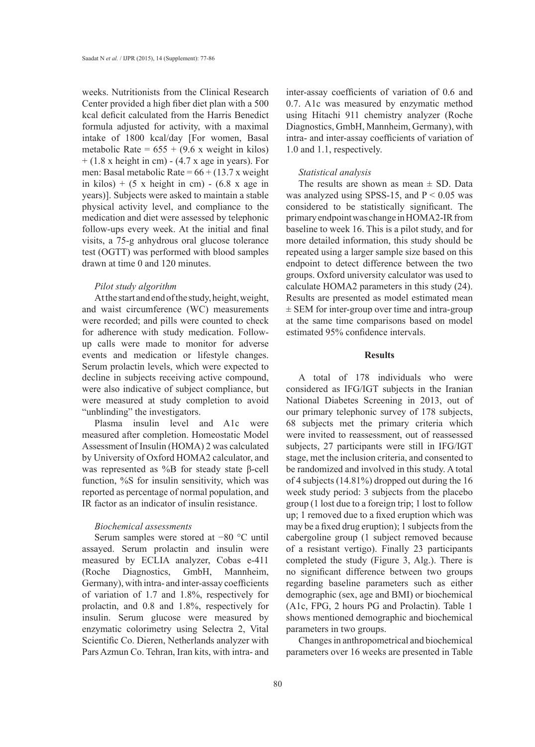weeks. Nutritionists from the Clinical Research Center provided a high fiber diet plan with a 500 kcal deficit calculated from the Harris Benedict formula adjusted for activity, with a maximal intake of 1800 kcal/day [For women, Basal metabolic Rate = 655 + (9.6 x weight in kilos) + (1.8 x height in cm) - (4.7 x age in years). For men: Basal metabolic Rate = 66 + (13.7 x weight in kilos) + (5 x height in cm) - (6.8 x age in years)]. Subjects were asked to maintain a stable physical activity level, and compliance to the medication and diet were assessed by telephonic follow-ups every week. At the initial and final visits, a 75-g anhydrous oral glucose tolerance test (OGTT) was performed with blood samples drawn at time 0 and 120 minutes.

### *Pilot study algorithm*

At the start and end of the study, height, weight, and waist circumference (WC) measurements were recorded; and pills were counted to check for adherence with study medication. Follow-up calls were made to monitor for adverse events and medication or lifestyle changes. Serum prolactin levels, which were expected to decline in subjects receiving active compound, were also indicative of subject compliance, but were measured at study completion to avoid "unblinding" the investigators.

Plasma insulin level and A1c were measured after completion. Homeostatic Model Assessment of Insulin (HOMA) 2 was calculated by University of Oxford HOMA2 calculator, and was represented as %B for steady state β-cell function, %S for insulin sensitivity, which was reported as percentage of normal population, and IR factor as an indicator of insulin resistance.

### *Biochemical assessments*

Serum samples were stored at −80 °C until assayed. Serum prolactin and insulin were measured by ECLIA analyzer, Cobas e-411 (Roche Diagnostics, GmbH, Mannheim, Germany), with intra- and inter-assay coefficients of variation of 1.7 and 1.8%, respectively for prolactin, and 0.8 and 1.8%, respectively for insulin. Serum glucose were measured by enzymatic colorimetry using Selectra 2, Vital Scientific Co. Dieren, Netherlands analyzer with Pars Azmun Co. Tehran, Iran kits, with intra- and inter-assay coefficients of variation of 0.6 and 0.7. A1c was measured by enzymatic method using Hitachi 911 chemistry analyzer (Roche Diagnostics, GmbH, Mannheim, Germany), with intra- and inter-assay coefficients of variation of 1.0 and 1.1, respectively.

### *Statistical analysis*

The results are shown as mean ± SD. Data was analyzed using SPSS-15, and $P < 0.05$ was considered to be statistically significant. The primary endpoint was change in HOMA2-IR from baseline to week 16. This is a pilot study, and for more detailed information, this study should be repeated using a larger sample size based on this endpoint to detect difference between the two groups. Oxford university calculator was used to calculate HOMA2 parameters in this study (24). Results are presented as model estimated mean ± SEM for inter-group over time and intra-group at the same time comparisons based on model estimated 95% confidence intervals.

## Results

A total of 178 individuals who were considered as IFG/IGT subjects in the Iranian National Diabetes Screening in 2013, out of our primary telephonic survey of 178 subjects, 68 subjects met the primary criteria which were invited to reassessment, out of reassessed subjects, 27 participants were still in IFG/IGT stage, met the inclusion criteria, and consented to be randomized and involved in this study. A total of 4 subjects (14.81%) dropped out during the 16 week study period: 3 subjects from the placebo group (1 lost due to a foreign trip; 1 lost to follow up; 1 removed due to a fixed eruption which was may be a fixed drug eruption); 1 subjects from the cabergoline group (1 subject removed because of a resistant vertigo). Finally 23 participants completed the study (Figure 3, Alg.). There is no significant difference between two groups regarding baseline parameters such as either demographic (sex, age and BMI) or biochemical (A1c, FPG, 2 hours PG and Prolactin). Table 1 shows mentioned demographic and biochemical parameters in two groups.

Changes in anthropometrical and biochemical parameters over 16 weeks are presented in Table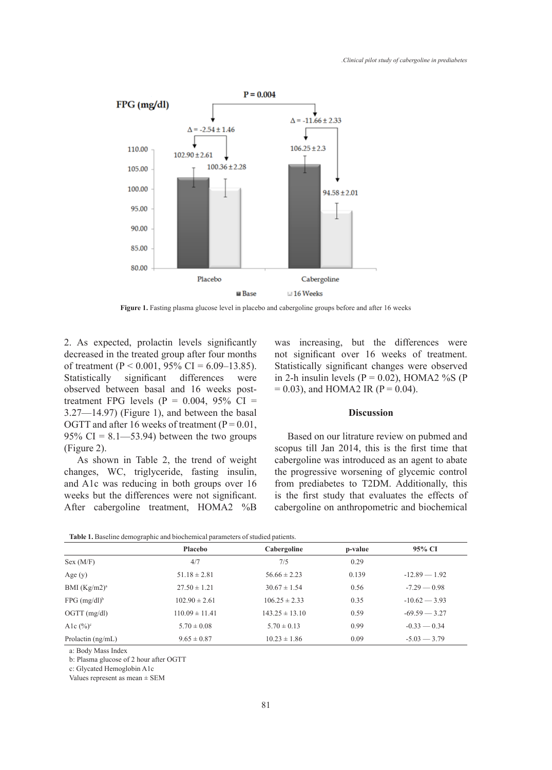Figure 1. Fasting plasma glucose level in placebo and cabergoline groups before and after 16 weeks

2. As expected, prolactin levels significantly decreased in the treated group after four months of treatment ($P < 0.001$, 95% CI = 6.09–13.85). Statistically significant differences were observed between basal and 16 weeks post-treatment FPG levels ($P = 0.004$, 95% CI = 3.27—14.97) (Figure 1), and between the basal OGTT and after 16 weeks of treatment ($P = 0.01$, 95% CI = 8.1—53.94) between the two groups (Figure 2).

As shown in Table 2, the trend of weight changes, WC, triglyceride, fasting insulin, and A1c was reducing in both groups over 16 weeks but the differences were not significant. After cabergoline treatment, HOMA2 %B was increasing, but the differences were not significant over 16 weeks of treatment. Statistically significant changes were observed in 2-h insulin levels ($P = 0.02$), HOMA2 %S ($P = 0.03$), and HOMA2 IR ($P = 0.04$).

## Discussion

Based on our litrature review on pubmed and scopus till Jan 2014, this is the first time that cabergoline was introduced as an agent to abate the progressive worsening of glycemic control from prediabetes to T2DM. Additionally, this is the first study that evaluates the effects of cabergoline on anthropometric and biochemical

**Table 1.** Baseline demographic and biochemical parameters of studied patients.

| | Placebo | Cabergoline | p-value | 95% CI |
|---|---|---|---|---|
| Sex (M/F) | 4/7 | 7/5 | 0.29 | |
| Age (y) | 51.18 ± 2.81 | 56.66 ± 2.23 | 0.139 | -12.89 — 1.92 |
| BMI (Kg/m2)[a] | 27.50 ± 1.21 | 30.67 ± 1.54 | 0.56 | -7.29 — 0.98 |
| FPG (mg/dl)[b] | 102.90 ± 2.61 | 106.25 ± 2.33 | 0.35 | -10.62 — 3.93 |
| OGTT (mg/dl) | 110.09 ± 11.41 | 143.25 ± 13.10 | 0.59 | -69.59 — 3.27 |
| A1c (%)[c] | 5.70 ± 0.08 | 5.70 ± 0.13 | 0.99 | -0.33 — 0.34 |
| Prolactin (ng/mL) | 9.65 ± 0.87 | 10.23 ± 1.86 | 0.09 | -5.03 — 3.79 |

a: Body Mass Index
b: Plasma glucose of 2 hour after OGTT
c: Glycated Hemoglobin A1c
Values represent as mean ± SEM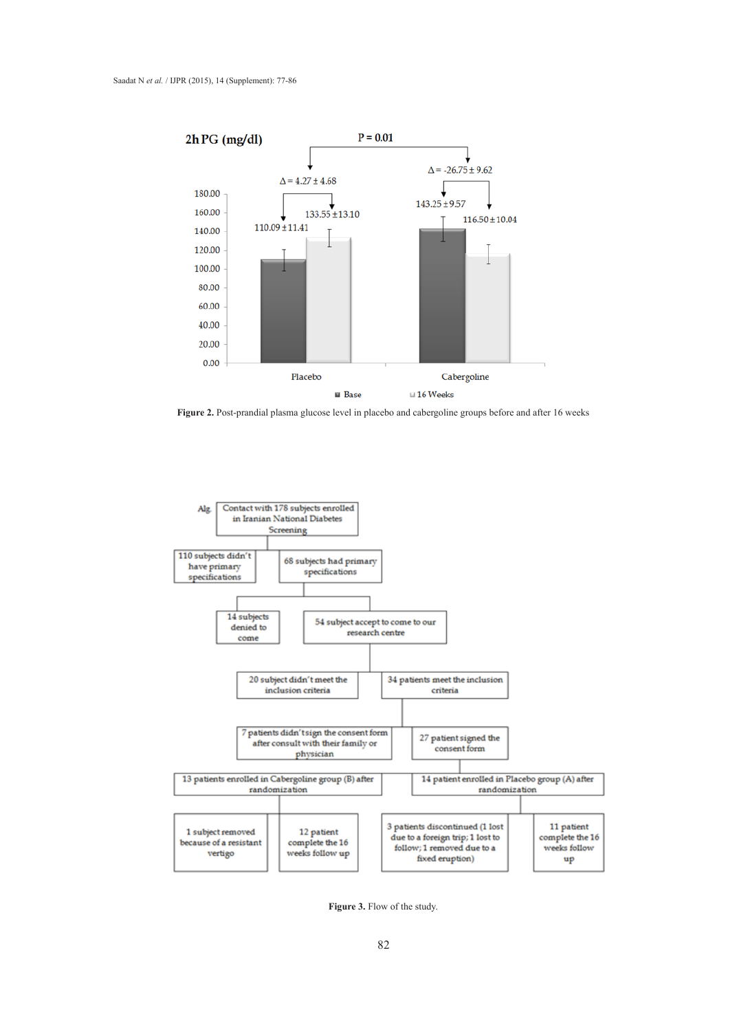**2h PG (mg/dl)**

P = 0.01

Δ = 4.27 ± 4.68

Δ = -26.75 ± 9.62

| | Base | 16 Weeks |
|---|---|---|
| Placebo | 110.09 ± 11.41 | 133.55 ± 13.10 |
| Cabergoline | 143.25 ± 9.57 | 116.50 ± 10.04 |

**Figure 2.** Post-prandial plasma glucose level in placebo and cabergoline groups before and after 16 weeks

Alg.

- Contact with 178 subjects enrolled in Iranian National Diabetes Screening
  - 110 subjects didn't have primary specifications
  - 68 subjects had primary specifications
    - 14 subjects denied to come
    - 54 subject accept to come to our research centre
      - 20 subject didn't meet the inclusion criteria
      - 34 patients meet the inclusion criteria
        - 7 patients didn't sign the consent form after consult with their family or physician
        - 27 patient signed the consent form
          - 13 patients enrolled in Cabergoline group (B) after randomization
            - 1 subject removed because of a resistant vertigo
            - 12 patient complete the 16 weeks follow up
          - 14 patient enrolled in Placebo group (A) after randomization
            - 3 patients discontinued (1 lost due to a foreign trip; 1 lost to follow; 1 removed due to a fixed eruption)
            - 11 patient complete the 16 weeks follow up

**Figure 3.** Flow of the study.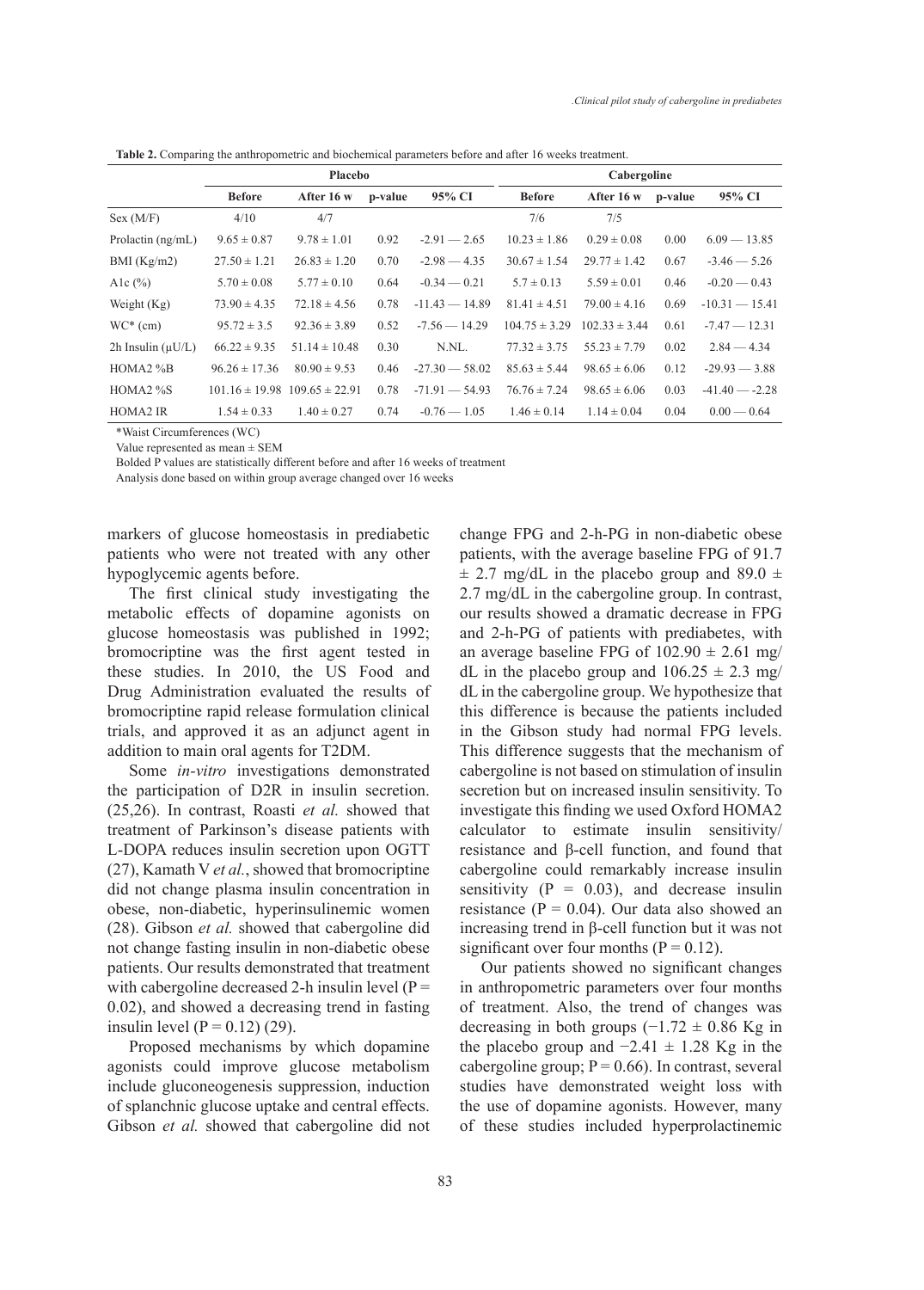**Table 2.** Comparing the anthropometric and biochemical parameters before and after 16 weeks treatment.

| | Placebo | | | | Cabergoline | | | |
|---|---|---|---|---|---|---|---|---|
| | **Before** | **After 16 w** | **p-value** | **95% CI** | **Before** | **After 16 w** | **p-value** | **95% CI** |
| Sex (M/F) | 4/10 | 4/7 | | | 7/6 | 7/5 | | |
| Prolactin (ng/mL) | 9.65 ± 0.87 | 9.78 ± 1.01 | 0.92 | -2.91 — 2.65 | 10.23 ± 1.86 | 0.29 ± 0.08 | 0.00 | 6.09 — 13.85 |
| BMI (Kg/m2) | 27.50 ± 1.21 | 26.83 ± 1.20 | 0.70 | -2.98 — 4.35 | 30.67 ± 1.54 | 29.77 ± 1.42 | 0.67 | -3.46 — 5.26 |
| A1c (%) | 5.70 ± 0.08 | 5.77 ± 0.10 | 0.64 | -0.34 — 0.21 | 5.7 ± 0.13 | 5.59 ± 0.01 | 0.46 | -0.20 — 0.43 |
| Weight (Kg) | 73.90 ± 4.35 | 72.18 ± 4.56 | 0.78 | -11.43 — 14.89 | 81.41 ± 4.51 | 79.00 ± 4.16 | 0.69 | -10.31 — 15.41 |
| WC* (cm) | 95.72 ± 3.5 | 92.36 ± 3.89 | 0.52 | -7.56 — 14.29 | 104.75 ± 3.29 | 102.33 ± 3.44 | 0.61 | -7.47 — 12.31 |
| 2h Insulin (µU/L) | 66.22 ± 9.35 | 51.14 ± 10.48 | 0.30 | N.NL. | 77.32 ± 3.75 | 55.23 ± 7.79 | 0.02 | 2.84 — 4.34 |
| HOMA2 %B | 96.26 ± 17.36 | 80.90 ± 9.53 | 0.46 | -27.30 — 58.02 | 85.63 ± 5.44 | 98.65 ± 6.06 | 0.12 | -29.93 — 3.88 |
| HOMA2 %S | 101.16 ± 19.98 | 109.65 ± 22.91 | 0.78 | -71.91 — 54.93 | 76.76 ± 7.24 | 98.65 ± 6.06 | 0.03 | -41.40 — -2.28 |
| HOMA2 IR | 1.54 ± 0.33 | 1.40 ± 0.27 | 0.74 | -0.76 — 1.05 | 1.46 ± 0.14 | 1.14 ± 0.04 | 0.04 | 0.00 — 0.64 |

*Waist Circumferences (WC)

Value represented as mean ± SEM

Bolded P values are statistically different before and after 16 weeks of treatment

Analysis done based on within group average changed over 16 weeks

markers of glucose homeostasis in prediabetic patients who were not treated with any other hypoglycemic agents before.

The first clinical study investigating the metabolic effects of dopamine agonists on glucose homeostasis was published in 1992; bromocriptine was the first agent tested in these studies. In 2010, the US Food and Drug Administration evaluated the results of bromocriptine rapid release formulation clinical trials, and approved it as an adjunct agent in addition to main oral agents for T2DM.

Some *in-vitro* investigations demonstrated the participation of D2R in insulin secretion. (25,26). In contrast, Roasti *et al.* showed that treatment of Parkinson's disease patients with L-DOPA reduces insulin secretion upon OGTT (27), Kamath V *et al.*, showed that bromocriptine did not change plasma insulin concentration in obese, non-diabetic, hyperinsulinemic women (28). Gibson *et al.* showed that cabergoline did not change fasting insulin in non-diabetic obese patients. Our results demonstrated that treatment with cabergoline decreased 2-h insulin level (P = 0.02), and showed a decreasing trend in fasting insulin level (P = 0.12) (29).

Proposed mechanisms by which dopamine agonists could improve glucose metabolism include gluconeogenesis suppression, induction of splanchnic glucose uptake and central effects. Gibson *et al.* showed that cabergoline did not change FPG and 2-h-PG in non-diabetic obese patients, with the average baseline FPG of 91.7 ± 2.7 mg/dL in the placebo group and 89.0 ± 2.7 mg/dL in the cabergoline group. In contrast, our results showed a dramatic decrease in FPG and 2-h-PG of patients with prediabetes, with an average baseline FPG of 102.90 ± 2.61 mg/dL in the placebo group and 106.25 ± 2.3 mg/dL in the cabergoline group. We hypothesize that this difference is because the patients included in the Gibson study had normal FPG levels. This difference suggests that the mechanism of cabergoline is not based on stimulation of insulin secretion but on increased insulin sensitivity. To investigate this finding we used Oxford HOMA2 calculator to estimate insulin sensitivity/resistance and β-cell function, and found that cabergoline could remarkably increase insulin sensitivity (P = 0.03), and decrease insulin resistance (P = 0.04). Our data also showed an increasing trend in β-cell function but it was not significant over four months (P = 0.12).

Our patients showed no significant changes in anthropometric parameters over four months of treatment. Also, the trend of changes was decreasing in both groups (−1.72 ± 0.86 Kg in the placebo group and −2.41 ± 1.28 Kg in the cabergoline group; P = 0.66). In contrast, several studies have demonstrated weight loss with the use of dopamine agonists. However, many of these studies included hyperprolactinemic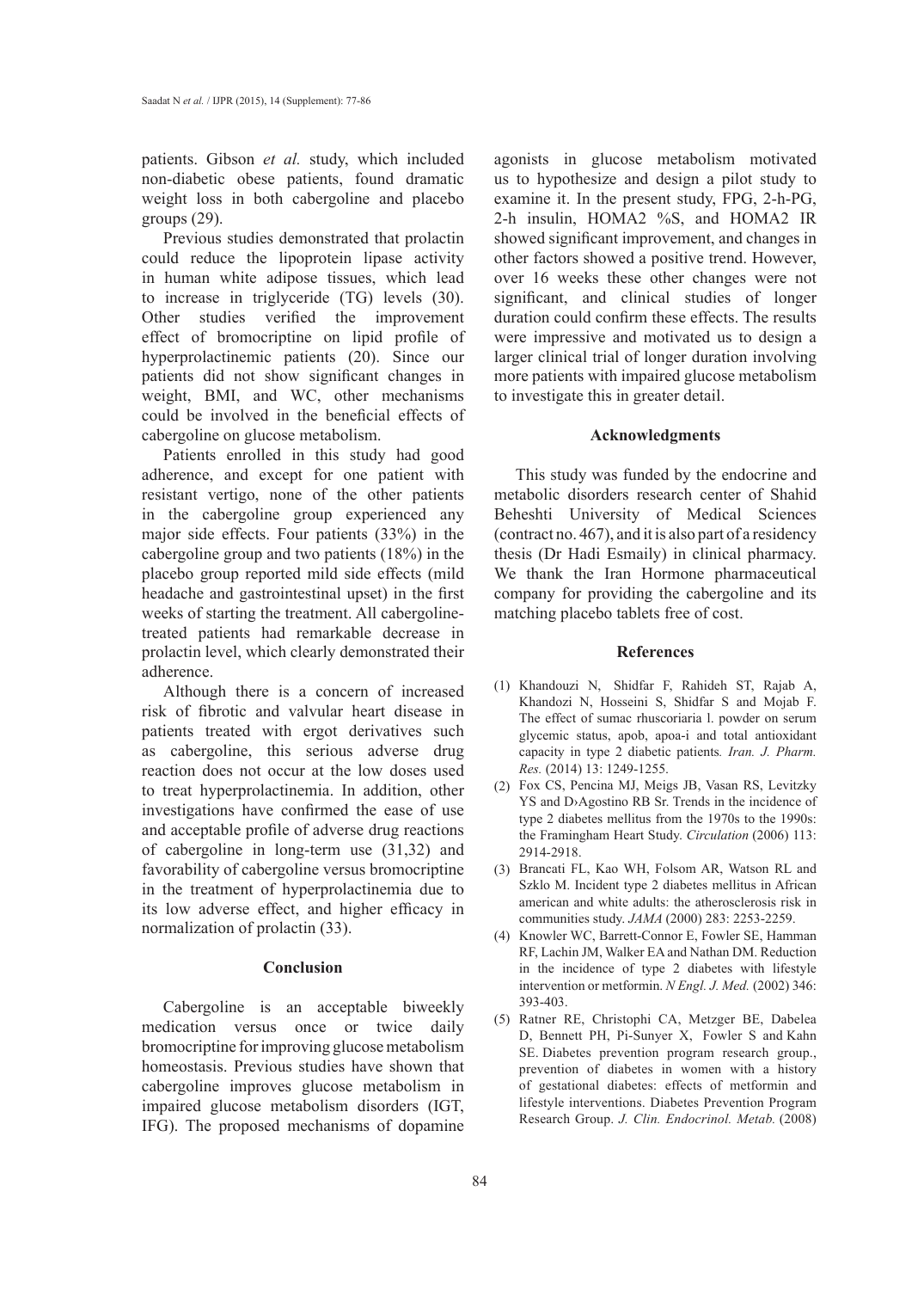patients. Gibson *et al.* study, which included non-diabetic obese patients, found dramatic weight loss in both cabergoline and placebo groups (29).

Previous studies demonstrated that prolactin could reduce the lipoprotein lipase activity in human white adipose tissues, which lead to increase in triglyceride (TG) levels (30). Other studies verified the improvement effect of bromocriptine on lipid profile of hyperprolactinemic patients (20). Since our patients did not show significant changes in weight, BMI, and WC, other mechanisms could be involved in the beneficial effects of cabergoline on glucose metabolism.

Patients enrolled in this study had good adherence, and except for one patient with resistant vertigo, none of the other patients in the cabergoline group experienced any major side effects. Four patients (33%) in the cabergoline group and two patients (18%) in the placebo group reported mild side effects (mild headache and gastrointestinal upset) in the first weeks of starting the treatment. All cabergoline-treated patients had remarkable decrease in prolactin level, which clearly demonstrated their adherence.

Although there is a concern of increased risk of fibrotic and valvular heart disease in patients treated with ergot derivatives such as cabergoline, this serious adverse drug reaction does not occur at the low doses used to treat hyperprolactinemia. In addition, other investigations have confirmed the ease of use and acceptable profile of adverse drug reactions of cabergoline in long-term use (31,32) and favorability of cabergoline versus bromocriptine in the treatment of hyperprolactinemia due to its low adverse effect, and higher efficacy in normalization of prolactin (33).

## Conclusion

Cabergoline is an acceptable biweekly medication versus once or twice daily bromocriptine for improving glucose metabolism homeostasis. Previous studies have shown that cabergoline improves glucose metabolism in impaired glucose metabolism disorders (IGT, IFG). The proposed mechanisms of dopamine agonists in glucose metabolism motivated us to hypothesize and design a pilot study to examine it. In the present study, FPG, 2-h-PG, 2-h insulin, HOMA2 %S, and HOMA2 IR showed significant improvement, and changes in other factors showed a positive trend. However, over 16 weeks these other changes were not significant, and clinical studies of longer duration could confirm these effects. The results were impressive and motivated us to design a larger clinical trial of longer duration involving more patients with impaired glucose metabolism to investigate this in greater detail.

## Acknowledgments

This study was funded by the endocrine and metabolic disorders research center of Shahid Beheshti University of Medical Sciences (contract no. 467), and it is also part of a residency thesis (Dr Hadi Esmaily) in clinical pharmacy. We thank the Iran Hormone pharmaceutical company for providing the cabergoline and its matching placebo tablets free of cost.

## References

(1) Khandouzi N, Shidfar F, Rahideh ST, Rajab A, Khandozi N, Hosseini S, Shidfar S and Mojab F. The effect of sumac rhuscoriaria l. powder on serum glycemic status, apob, apoa-i and total antioxidant capacity in type 2 diabetic patients. *Iran. J. Pharm. Res.* (2014) 13: 1249-1255.

(2) Fox CS, Pencina MJ, Meigs JB, Vasan RS, Levitzky YS and D›Agostino RB Sr. Trends in the incidence of type 2 diabetes mellitus from the 1970s to the 1990s: the Framingham Heart Study. *Circulation* (2006) 113: 2914-2918.

(3) Brancati FL, Kao WH, Folsom AR, Watson RL and Szklo M. Incident type 2 diabetes mellitus in African american and white adults: the atherosclerosis risk in communities study. *JAMA* (2000) 283: 2253-2259.

(4) Knowler WC, Barrett-Connor E, Fowler SE, Hamman RF, Lachin JM, Walker EA and Nathan DM. Reduction in the incidence of type 2 diabetes with lifestyle intervention or metformin. *N Engl. J. Med.* (2002) 346: 393-403.

(5) Ratner RE, Christophi CA, Metzger BE, Dabelea D, Bennett PH, Pi-Sunyer X, Fowler S and Kahn SE. Diabetes prevention program research group., prevention of diabetes in women with a history of gestational diabetes: effects of metformin and lifestyle interventions. Diabetes Prevention Program Research Group. *J. Clin. Endocrinol. Metab.* (2008)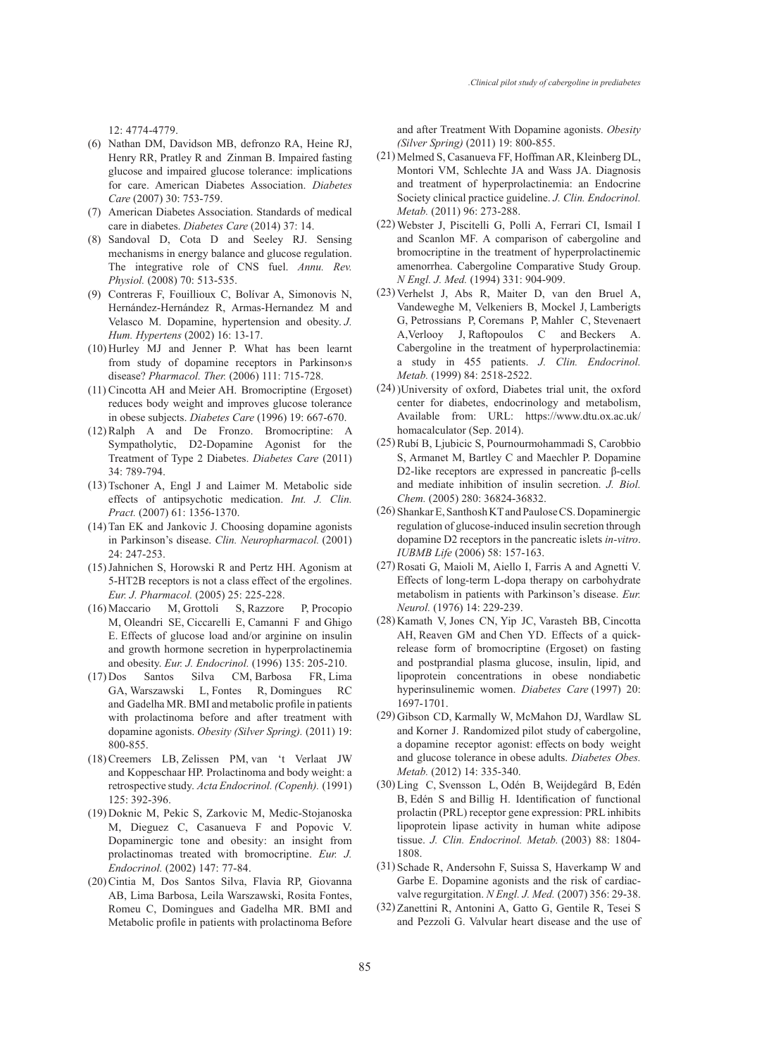12: 4774-4779.

(6) Nathan DM, Davidson MB, defronzo RA, Heine RJ, Henry RR, Pratley R and Zinman B. Impaired fasting glucose and impaired glucose tolerance: implications for care. American Diabetes Association. *Diabetes Care* (2007) 30: 753-759.

(7) American Diabetes Association. Standards of medical care in diabetes. *Diabetes Care* (2014) 37: 14.

(8) Sandoval D, Cota D and Seeley RJ. Sensing mechanisms in energy balance and glucose regulation. The integrative role of CNS fuel. *Annu. Rev. Physiol.* (2008) 70: 513-535.

(9) Contreras F, Fouillioux C, Bolívar A, Simonovis N, Hernández-Hernández R, Armas-Hernandez M and Velasco M. Dopamine, hypertension and obesity. *J. Hum. Hypertens* (2002) 16: 13-17.

(10) Hurley MJ and Jenner P. What has been learnt from study of dopamine receptors in Parkinson›s disease? *Pharmacol. Ther.* (2006) 111: 715-728.

(11) Cincotta AH and Meier AH. Bromocriptine (Ergoset) reduces body weight and improves glucose tolerance in obese subjects. *Diabetes Care* (1996) 19: 667-670.

(12) Ralph A and De Fronzo. Bromocriptine: A Sympatholytic, D2-Dopamine Agonist for the Treatment of Type 2 Diabetes. *Diabetes Care* (2011) 34: 789-794.

(13) Tschoner A, Engl J and Laimer M. Metabolic side effects of antipsychotic medication. *Int. J. Clin. Pract.* (2007) 61: 1356-1370.

(14) Tan EK and Jankovic J. Choosing dopamine agonists in Parkinson's disease. *Clin. Neuropharmacol.* (2001) 24: 247-253.

(15) Jahnichen S, Horowski R and Pertz HH. Agonism at 5-HT2B receptors is not a class effect of the ergolines. *Eur. J. Pharmacol.* (2005) 25: 225-228.

(16) Maccario M, Grottoli S, Razzore P, Procopio M, Oleandri SE, Ciccarelli E, Camanni F and Ghigo E. Effects of glucose load and/or arginine on insulin and growth hormone secretion in hyperprolactinemia and obesity. *Eur. J. Endocrinol.* (1996) 135: 205-210.

(17) Dos Santos Silva CM, Barbosa FR, Lima GA, Warszawski L, Fontes R, Domingues RC and Gadelha MR. BMI and metabolic profile in patients with prolactinoma before and after treatment with dopamine agonists. *Obesity (Silver Spring).* (2011) 19: 800-855.

(18) Creemers LB, Zelissen PM, van 't Verlaat JW and Koppeschaar HP. Prolactinoma and body weight: a retrospective study. *Acta Endocrinol. (Copenh).* (1991) 125: 392-396.

(19) Doknic M, Pekic S, Zarkovic M, Medic-Stojanoska M, Dieguez C, Casanueva F and Popovic V. Dopaminergic tone and obesity: an insight from prolactinomas treated with bromocriptine. *Eur. J. Endocrinol.* (2002) 147: 77-84.

(20) Cintia M, Dos Santos Silva, Flavia RP, Giovanna AB, Lima Barbosa, Leila Warszawski, Rosita Fontes, Romeu C, Domingues and Gadelha MR. BMI and Metabolic profile in patients with prolactinoma Before and after Treatment With Dopamine agonists. *Obesity (Silver Spring)* (2011) 19: 800-855.

(21) Melmed S, Casanueva FF, Hoffman AR, Kleinberg DL, Montori VM, Schlechte JA and Wass JA. Diagnosis and treatment of hyperprolactinemia: an Endocrine Society clinical practice guideline. *J. Clin. Endocrinol. Metab.* (2011) 96: 273-288.

(22) Webster J, Piscitelli G, Polli A, Ferrari CI, Ismail I and Scanlon MF. A comparison of cabergoline and bromocriptine in the treatment of hyperprolactinemic amenorrhea. Cabergoline Comparative Study Group. *N Engl. J. Med.* (1994) 331: 904-909.

(23) Verhelst J, Abs R, Maiter D, van den Bruel A, Vandeweghe M, Velkeniers B, Mockel J, Lamberigts G, Petrossians P, Coremans P, Mahler C, Stevenaert A, Verlooy J, Raftopoulos C and Beckers A. Cabergoline in the treatment of hyperprolactinemia: a study in 455 patients. *J. Clin. Endocrinol. Metab.* (1999) 84: 2518-2522.

(24) )University of oxford, Diabetes trial unit, the oxford center for diabetes, endocrinology and metabolism, Available from: URL: https://www.dtu.ox.ac.uk/homacalculator (Sep. 2014).

(25) Rubí B, Ljubicic S, Pournourmohammadi S, Carobbio S, Armanet M, Bartley C and Maechler P. Dopamine D2-like receptors are expressed in pancreatic β-cells and mediate inhibition of insulin secretion. *J. Biol. Chem.* (2005) 280: 36824-36832.

(26) Shankar E, Santhosh KT and Paulose CS. Dopaminergic regulation of glucose-induced insulin secretion through dopamine D2 receptors in the pancreatic islets *in-vitro*. *IUBMB Life* (2006) 58: 157-163.

(27) Rosati G, Maioli M, Aiello I, Farris A and Agnetti V. Effects of long-term L-dopa therapy on carbohydrate metabolism in patients with Parkinson's disease. *Eur. Neurol.* (1976) 14: 229-239.

(28) Kamath V, Jones CN, Yip JC, Varasteh BB, Cincotta AH, Reaven GM and Chen YD. Effects of a quick-release form of bromocriptine (Ergoset) on fasting and postprandial plasma glucose, insulin, lipid, and lipoprotein concentrations in obese nondiabetic hyperinsulinemic women. *Diabetes Care* (1997) 20: 1697-1701.

(29) Gibson CD, Karmally W, McMahon DJ, Wardlaw SL and Korner J. Randomized pilot study of cabergoline, a dopamine receptor agonist: effects on body weight and glucose tolerance in obese adults. *Diabetes Obes. Metab.* (2012) 14: 335-340.

(30) Ling C, Svensson L, Odén B, Weijdegård B, Edén B, Edén S and Billig H. Identification of functional prolactin (PRL) receptor gene expression: PRL inhibits lipoprotein lipase activity in human white adipose tissue. *J. Clin. Endocrinol. Metab.* (2003) 88: 1804-1808.

(31) Schade R, Andersohn F, Suissa S, Haverkamp W and Garbe E. Dopamine agonists and the risk of cardiac-valve regurgitation. *N Engl. J. Med.* (2007) 356: 29-38.

(32) Zanettini R, Antonini A, Gatto G, Gentile R, Tesei S and Pezzoli G. Valvular heart disease and the use of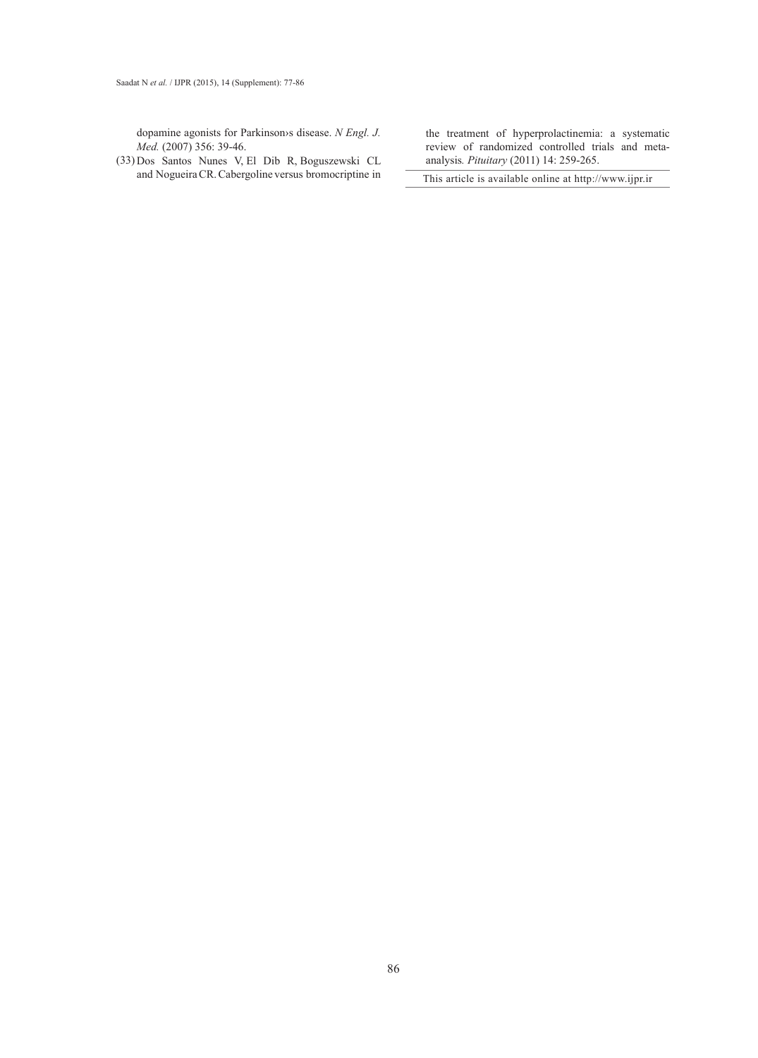dopamine agonists for Parkinson›s disease. *N Engl. J. Med.* (2007) 356: 39-46.

(33) Dos Santos Nunes V, El Dib R, Boguszewski CL and Nogueira CR. Cabergoline versus bromocriptine in the treatment of hyperprolactinemia: a systematic review of randomized controlled trials and meta-analysis. *Pituitary* (2011) 14: 259-265.

This article is available online at http://www.ijpr.ir